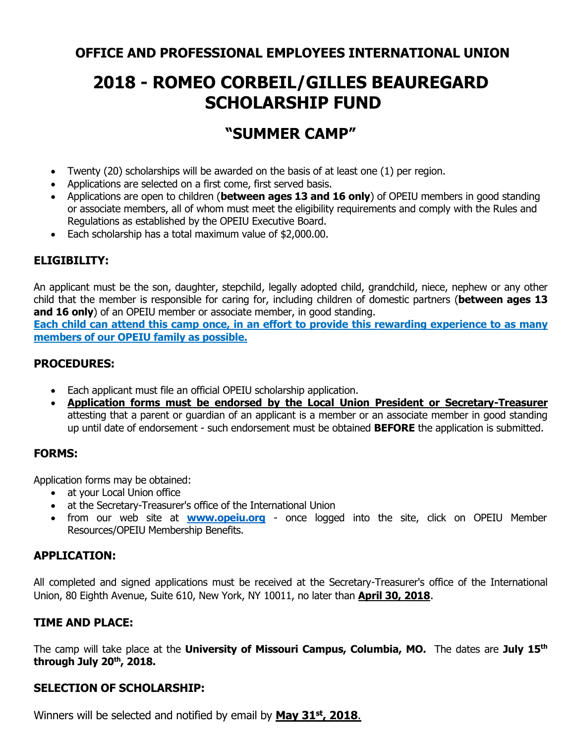# OFFICE AND PROFESSIONAL EMPLOYEES INTERNATIONAL UNION

# 2018 - ROMEO CORBEIL/GILLES BEAUREGARD SCHOLARSHIP FUND

## "SUMMER CAMP"

- Twenty (20) scholarships will be awarded on the basis of at least one (1) per region.
- Applications are selected on a first come, first served basis.
- Applications are open to children (**between ages 13 and 16 only**) of OPEIU members in good standing or associate members, all of whom must meet the eligibility requirements and comply with the Rules and Regulations as established by the OPEIU Executive Board.
- Each scholarship has a total maximum value of $2,000.00.

### ELIGIBILITY:

An applicant must be the son, daughter, stepchild, legally adopted child, grandchild, niece, nephew or any other child that the member is responsible for caring for, including children of domestic partners (**between ages 13 and 16 only**) of an OPEIU member or associate member, in good standing.

**Each child can attend this camp once, in an effort to provide this rewarding experience to as many members of our OPEIU family as possible.**

### PROCEDURES:

- Each applicant must file an official OPEIU scholarship application.
- **Application forms must be endorsed by the Local Union President or Secretary-Treasurer** attesting that a parent or guardian of an applicant is a member or an associate member in good standing up until date of endorsement - such endorsement must be obtained **BEFORE** the application is submitted.

### FORMS:

Application forms may be obtained:

- at your Local Union office
- at the Secretary-Treasurer's office of the International Union
- from our web site at **www.opeiu.org** - once logged into the site, click on OPEIU Member Resources/OPEIU Membership Benefits.

### APPLICATION:

All completed and signed applications must be received at the Secretary-Treasurer's office of the International Union, 80 Eighth Avenue, Suite 610, New York, NY 10011, no later than **April 30, 2018**.

### TIME AND PLACE:

The camp will take place at the **University of Missouri Campus, Columbia, MO.** The dates are **July 15th through July 20th, 2018.**

### SELECTION OF SCHOLARSHIP:

Winners will be selected and notified by email by **May 31st, 2018**.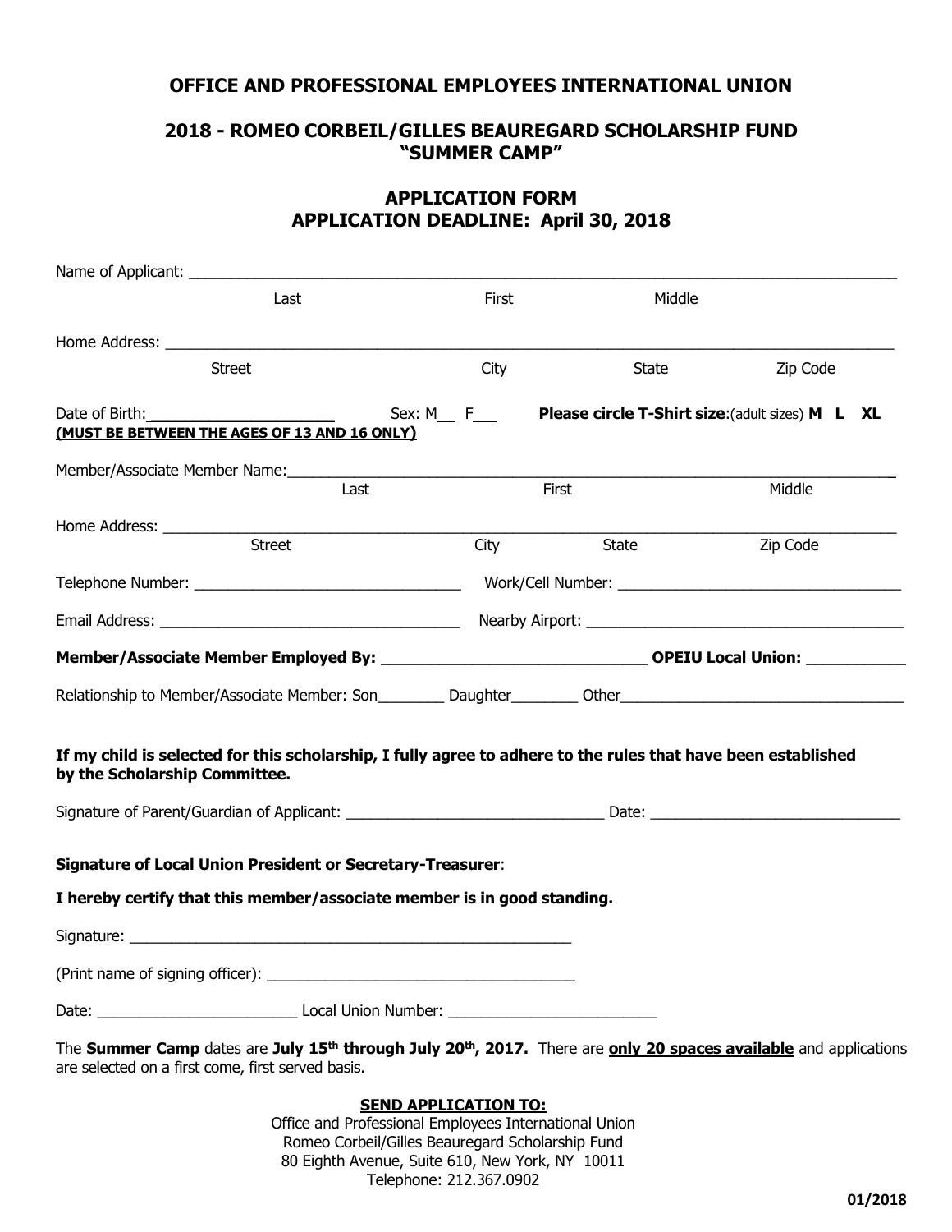# OFFICE AND PROFESSIONAL EMPLOYEES INTERNATIONAL UNION

## 2018 - ROMEO CORBEIL/GILLES BEAUREGARD SCHOLARSHIP FUND "SUMMER CAMP"

## APPLICATION FORM
## APPLICATION DEADLINE: April 30, 2018

Name of Applicant: ______________________________________________
Last First Middle

Home Address: ______________________________________________
Street City State Zip Code

Date of Birth:____________________ Sex: M__ F__ **Please circle T-Shirt size**:(adult sizes) **M L XL**

**(MUST BE BETWEEN THE AGES OF 13 AND 16 ONLY)**

Member/Associate Member Name:______________________________________________
Last First Middle

Home Address: ______________________________________________
Street City State Zip Code

Telephone Number: ______________________________ Work/Cell Number: ______________________________

Email Address: ______________________________ Nearby Airport: ______________________________

**Member/Associate Member Employed By:** ______________________________ **OPEIU Local Union:** ___________

Relationship to Member/Associate Member: Son________ Daughter________ Other______________________________

**If my child is selected for this scholarship, I fully agree to adhere to the rules that have been established by the Scholarship Committee.**

Signature of Parent/Guardian of Applicant: ______________________________ Date: ______________________________

**Signature of Local Union President or Secretary-Treasurer**:

**I hereby certify that this member/associate member is in good standing.**

Signature: ______________________________________________

(Print name of signing officer): ______________________________

Date: ________________________ Local Union Number: ________________________

The **Summer Camp** dates are **July 15th through July 20th, 2017.** There are **only 20 spaces available** and applications are selected on a first come, first served basis.

**SEND APPLICATION TO:**

Office and Professional Employees International Union
Romeo Corbeil/Gilles Beauregard Scholarship Fund
80 Eighth Avenue, Suite 610, New York, NY 10011
Telephone: 212.367.0902

**01/2018**